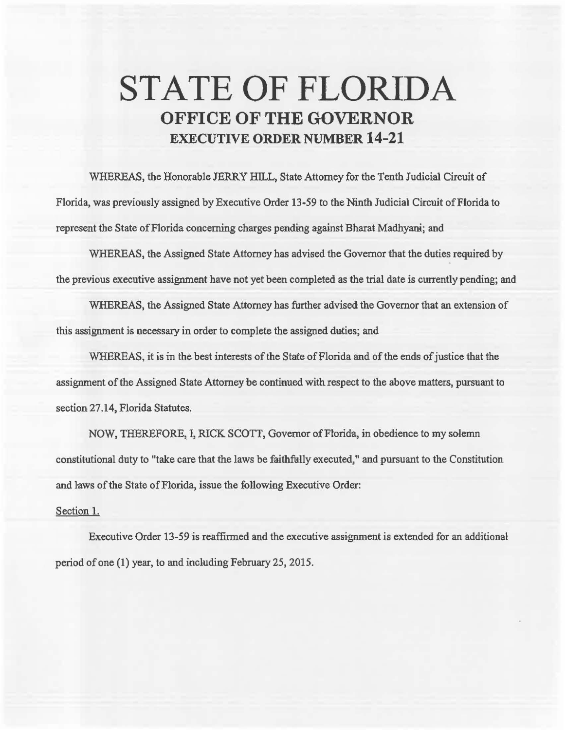# STATE OF FLORIDA

## OFFICE OF THE GOVERNOR

### EXECUTIVE ORDER NUMBER 14-21

WHEREAS, the Honorable JERRY HILL, State Attorney for the Tenth Judicial Circuit of Florida, was previously assigned by Executive Order 13-59 to the Ninth Judicial Circuit of Florida to represent the State of Florida concerning charges pending against Bharat Madhyani; and

WHEREAS, the Assigned State Attorney has advised the Governor that the duties required by the previous executive assignment have not yet been completed as the trial date is currently pending; and

WHEREAS, the Assigned State Attorney has further advised the Governor that an extension of this assignment is necessary in order to complete the assigned duties; and

WHEREAS, it is in the best interests of the State of Florida and of the ends of justice that the assignment of the Assigned State Attorney be continued with respect to the above matters, pursuant to section 27.14, Florida Statutes.

NOW, THEREFORE, I, RICK SCOTT, Governor of Florida, in obedience to my solemn constitutional duty to "take care that the laws be faithfully executed," and pursuant to the Constitution and laws of the State of Florida, issue the following Executive Order:

Section 1.

Executive Order 13-59 is reaffirmed and the executive assignment is extended for an additional period of one (1) year, to and including February 25, 2015.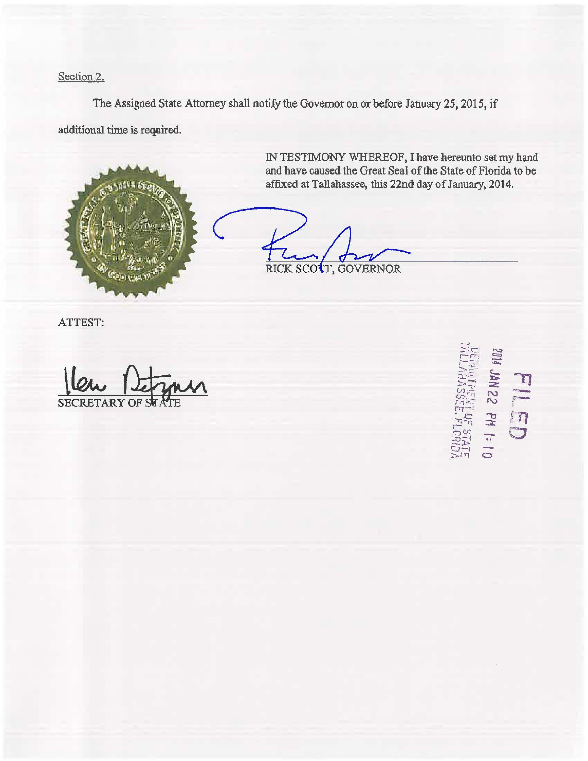Section 2.

The Assigned State Attorney shall notify the Governor on or before January 25, 2015, if additional time is required.

IN TESTIMONY WHEREOF, I have hereunto set my hand and have caused the Great Seal of the State of Florida to be affixed at Tallahassee, this 22nd day of January, 2014.

RICK SCOTT, GOVERNOR

ATTEST:

SECRETARY OF STATE

FILED

2014 JAN 22 PM 1:10

DEPARTMENT OF STATE
TALLAHASSEE, FLORIDA